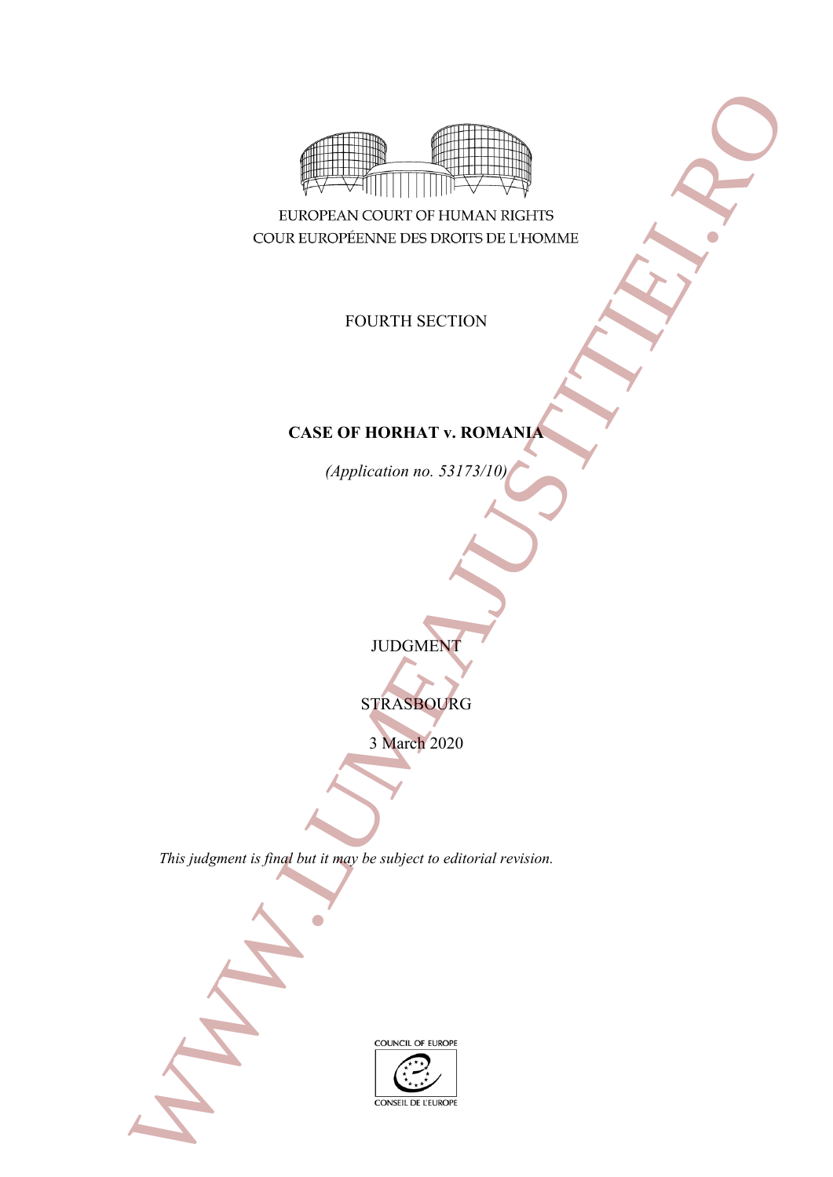EUROPEAN COURT OF HUMAN RIGHTS
COUR EUROPÉENNE DES DROITS DE L'HOMME

FOURTH SECTION

**CASE OF HORHAT v. ROMANIA**

*(Application no. 53173/10)*

JUDGMENT

STRASBOURG

3 March 2020

*This judgment is final but it may be subject to editorial revision.*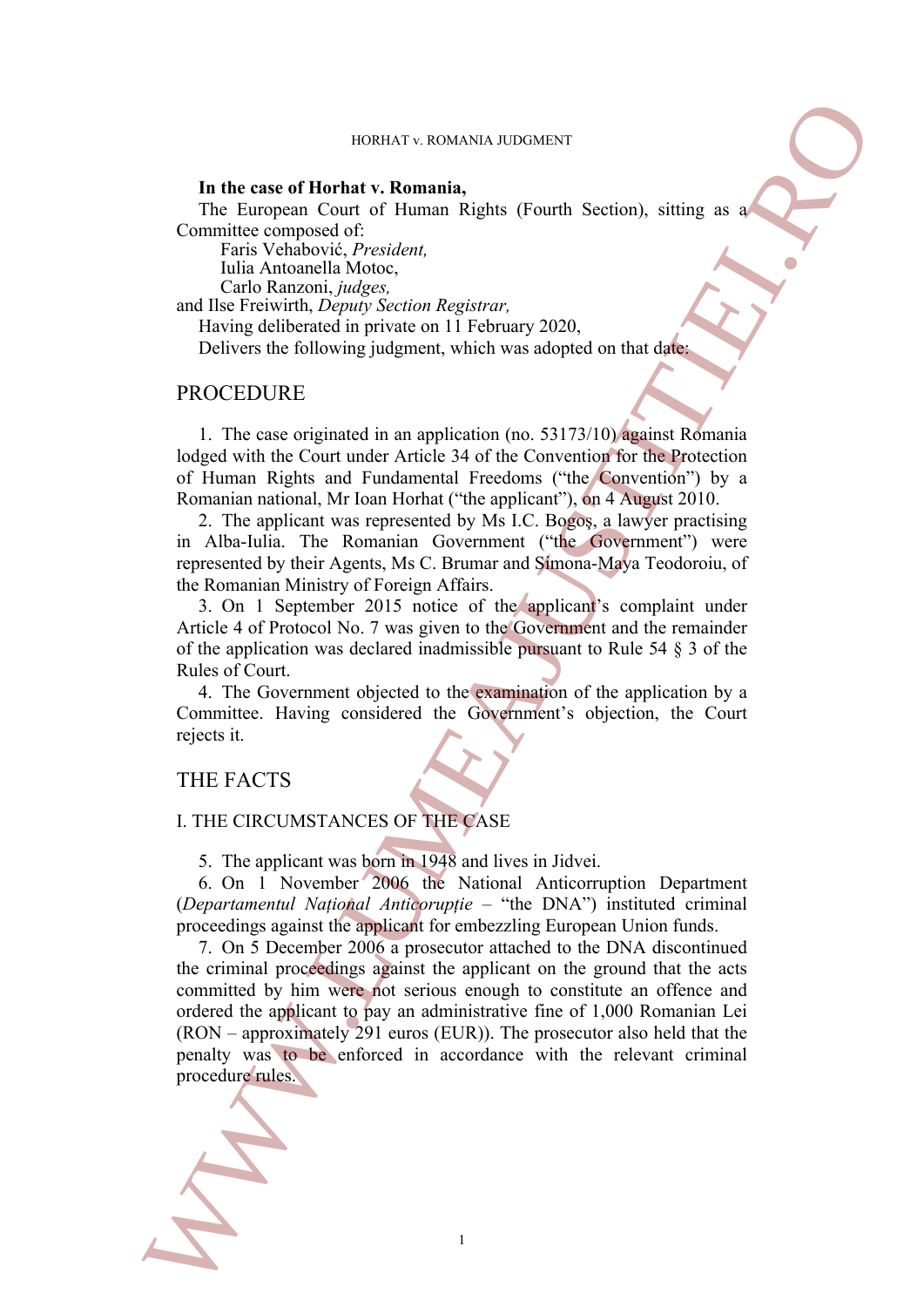**In the case of Horhat v. Romania,**

The European Court of Human Rights (Fourth Section), sitting as a Committee composed of:

Faris Vehabović, *President,*
Iulia Antoanella Motoc,
Carlo Ranzoni, *judges,*

and Ilse Freiwirth, *Deputy Section Registrar,*

Having deliberated in private on 11 February 2020,

Delivers the following judgment, which was adopted on that date:

## PROCEDURE

1. The case originated in an application (no. 53173/10) against Romania lodged with the Court under Article 34 of the Convention for the Protection of Human Rights and Fundamental Freedoms (“the Convention”) by a Romanian national, Mr Ioan Horhat (“the applicant”), on 4 August 2010.

2. The applicant was represented by Ms I.C. Bogoş, a lawyer practising in Alba-Iulia. The Romanian Government (“the Government”) were represented by their Agents, Ms C. Brumar and Simona-Maya Teodoroiu, of the Romanian Ministry of Foreign Affairs.

3. On 1 September 2015 notice of the applicant’s complaint under Article 4 of Protocol No. 7 was given to the Government and the remainder of the application was declared inadmissible pursuant to Rule 54 § 3 of the Rules of Court.

4. The Government objected to the examination of the application by a Committee. Having considered the Government’s objection, the Court rejects it.

## THE FACTS

### I. THE CIRCUMSTANCES OF THE CASE

5. The applicant was born in 1948 and lives in Jidvei.

6. On 1 November 2006 the National Anticorruption Department (*Departamentul Național Anticorupție* – “the DNA”) instituted criminal proceedings against the applicant for embezzling European Union funds.

7. On 5 December 2006 a prosecutor attached to the DNA discontinued the criminal proceedings against the applicant on the ground that the acts committed by him were not serious enough to constitute an offence and ordered the applicant to pay an administrative fine of 1,000 Romanian Lei (RON – approximately 291 euros (EUR)). The prosecutor also held that the penalty was to be enforced in accordance with the relevant criminal procedure rules.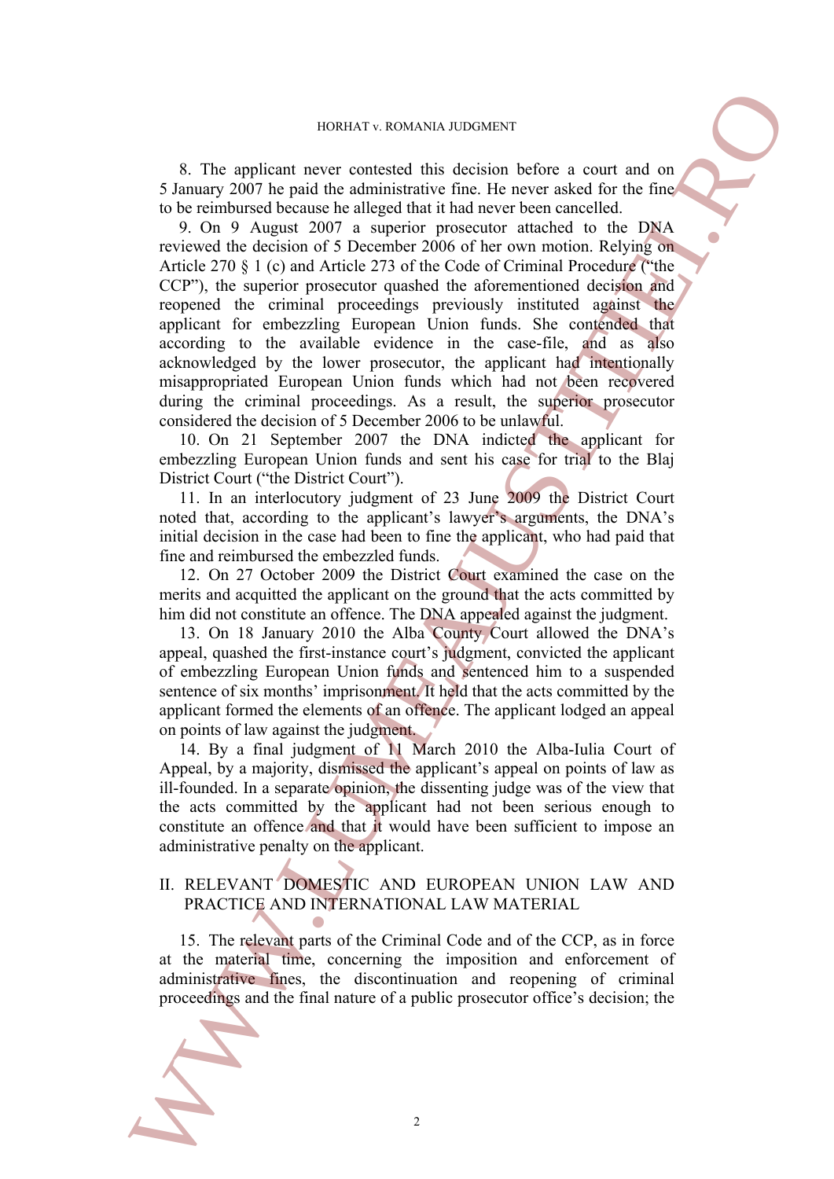8. The applicant never contested this decision before a court and on 5 January 2007 he paid the administrative fine. He never asked for the fine to be reimbursed because he alleged that it had never been cancelled.

9. On 9 August 2007 a superior prosecutor attached to the DNA reviewed the decision of 5 December 2006 of her own motion. Relying on Article 270 § 1 (c) and Article 273 of the Code of Criminal Procedure ("the CCP"), the superior prosecutor quashed the aforementioned decision and reopened the criminal proceedings previously instituted against the applicant for embezzling European Union funds. She contended that according to the available evidence in the case-file, and as also acknowledged by the lower prosecutor, the applicant had intentionally misappropriated European Union funds which had not been recovered during the criminal proceedings. As a result, the superior prosecutor considered the decision of 5 December 2006 to be unlawful.

10. On 21 September 2007 the DNA indicted the applicant for embezzling European Union funds and sent his case for trial to the Blaj District Court ("the District Court").

11. In an interlocutory judgment of 23 June 2009 the District Court noted that, according to the applicant's lawyer's arguments, the DNA's initial decision in the case had been to fine the applicant, who had paid that fine and reimbursed the embezzled funds.

12. On 27 October 2009 the District Court examined the case on the merits and acquitted the applicant on the ground that the acts committed by him did not constitute an offence. The DNA appealed against the judgment.

13. On 18 January 2010 the Alba County Court allowed the DNA's appeal, quashed the first-instance court's judgment, convicted the applicant of embezzling European Union funds and sentenced him to a suspended sentence of six months' imprisonment. It held that the acts committed by the applicant formed the elements of an offence. The applicant lodged an appeal on points of law against the judgment.

14. By a final judgment of 11 March 2010 the Alba-Iulia Court of Appeal, by a majority, dismissed the applicant's appeal on points of law as ill-founded. In a separate opinion, the dissenting judge was of the view that the acts committed by the applicant had not been serious enough to constitute an offence and that it would have been sufficient to impose an administrative penalty on the applicant.

## II. RELEVANT DOMESTIC AND EUROPEAN UNION LAW AND PRACTICE AND INTERNATIONAL LAW MATERIAL

15. The relevant parts of the Criminal Code and of the CCP, as in force at the material time, concerning the imposition and enforcement of administrative fines, the discontinuation and reopening of criminal proceedings and the final nature of a public prosecutor office's decision; the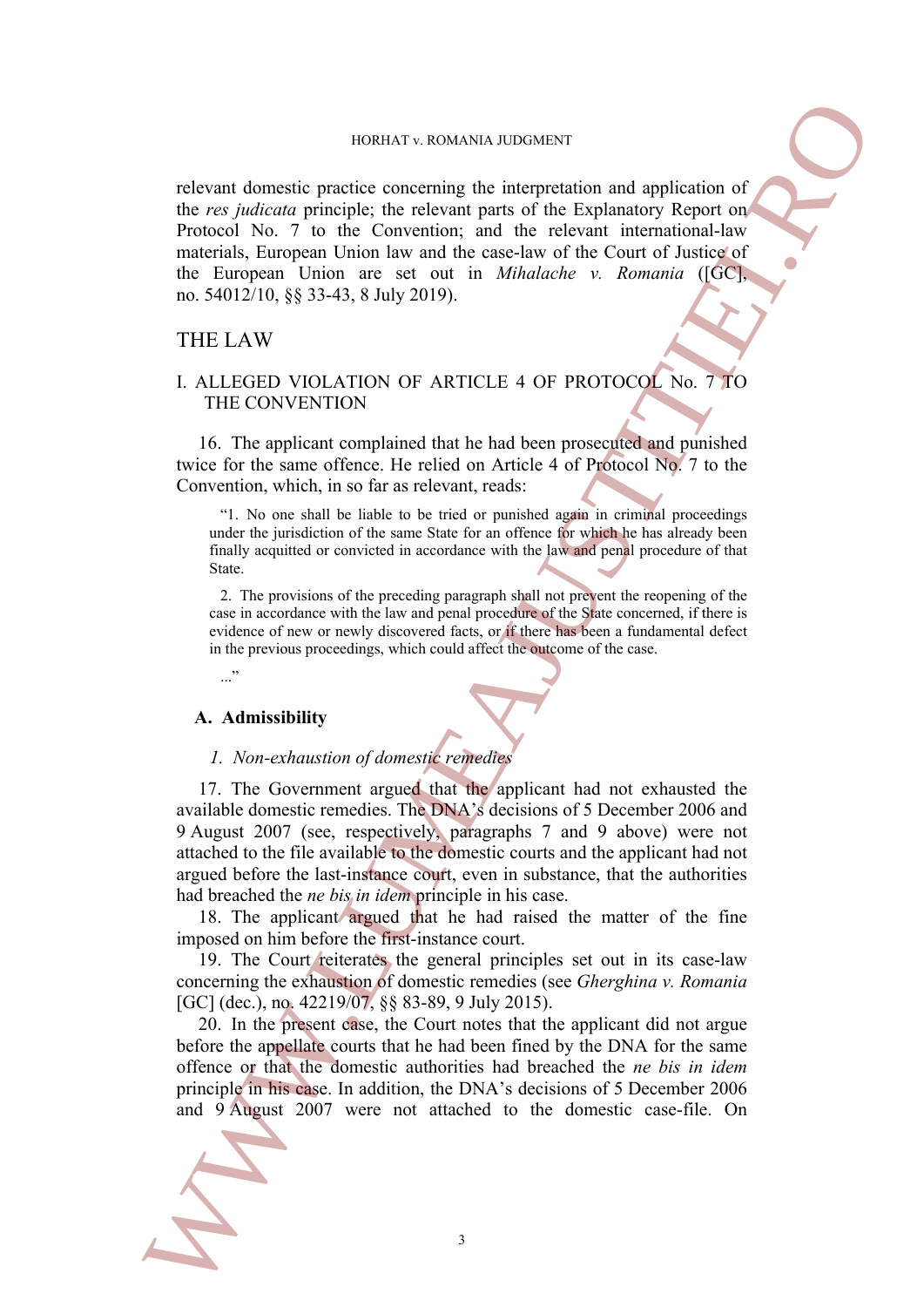relevant domestic practice concerning the interpretation and application of the *res judicata* principle; the relevant parts of the Explanatory Report on Protocol No. 7 to the Convention; and the relevant international-law materials, European Union law and the case-law of the Court of Justice of the European Union are set out in *Mihalache v. Romania* ([GC], no. 54012/10, §§ 33-43, 8 July 2019).

## THE LAW

### I. ALLEGED VIOLATION OF ARTICLE 4 OF PROTOCOL No. 7 TO THE CONVENTION

16. The applicant complained that he had been prosecuted and punished twice for the same offence. He relied on Article 4 of Protocol No. 7 to the Convention, which, in so far as relevant, reads:

> "1. No one shall be liable to be tried or punished again in criminal proceedings under the jurisdiction of the same State for an offence for which he has already been finally acquitted or convicted in accordance with the law and penal procedure of that State.
>
> 2. The provisions of the preceding paragraph shall not prevent the reopening of the case in accordance with the law and penal procedure of the State concerned, if there is evidence of new or newly discovered facts, or if there has been a fundamental defect in the previous proceedings, which could affect the outcome of the case.
>
> ..."

#### A. Admissibility

##### *1. Non-exhaustion of domestic remedies*

17. The Government argued that the applicant had not exhausted the available domestic remedies. The DNA's decisions of 5 December 2006 and 9 August 2007 (see, respectively, paragraphs 7 and 9 above) were not attached to the file available to the domestic courts and the applicant had not argued before the last-instance court, even in substance, that the authorities had breached the *ne bis in idem* principle in his case.

18. The applicant argued that he had raised the matter of the fine imposed on him before the first-instance court.

19. The Court reiterates the general principles set out in its case-law concerning the exhaustion of domestic remedies (see *Gherghina v. Romania* [GC] (dec.), no. 42219/07, §§ 83-89, 9 July 2015).

20. In the present case, the Court notes that the applicant did not argue before the appellate courts that he had been fined by the DNA for the same offence or that the domestic authorities had breached the *ne bis in idem* principle in his case. In addition, the DNA's decisions of 5 December 2006 and 9 August 2007 were not attached to the domestic case-file. On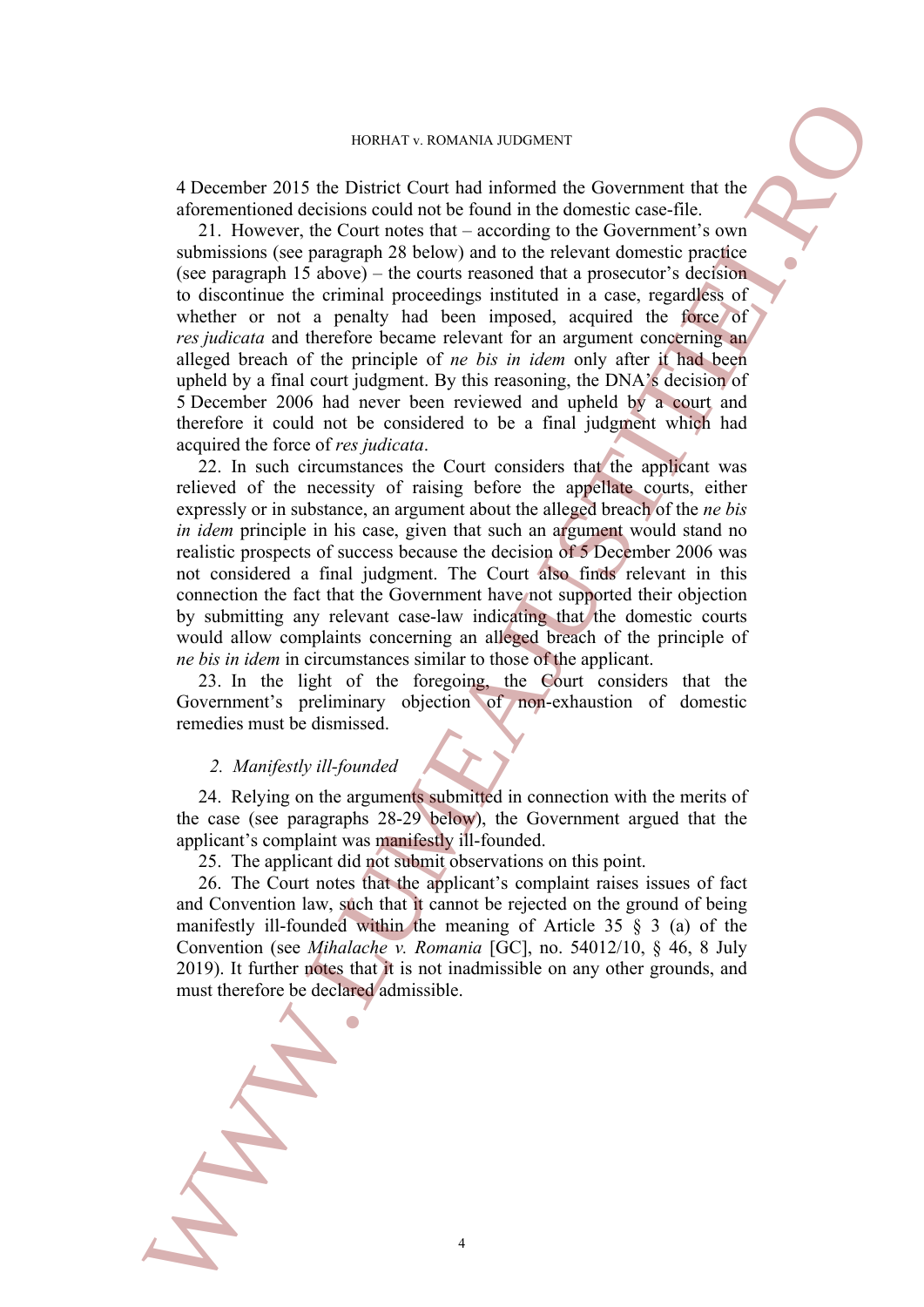4 December 2015 the District Court had informed the Government that the aforementioned decisions could not be found in the domestic case-file.

21. However, the Court notes that – according to the Government's own submissions (see paragraph 28 below) and to the relevant domestic practice (see paragraph 15 above) – the courts reasoned that a prosecutor's decision to discontinue the criminal proceedings instituted in a case, regardless of whether or not a penalty had been imposed, acquired the force of *res judicata* and therefore became relevant for an argument concerning an alleged breach of the principle of *ne bis in idem* only after it had been upheld by a final court judgment. By this reasoning, the DNA's decision of 5 December 2006 had never been reviewed and upheld by a court and therefore it could not be considered to be a final judgment which had acquired the force of *res judicata*.

22. In such circumstances the Court considers that the applicant was relieved of the necessity of raising before the appellate courts, either expressly or in substance, an argument about the alleged breach of the *ne bis in idem* principle in his case, given that such an argument would stand no realistic prospects of success because the decision of 5 December 2006 was not considered a final judgment. The Court also finds relevant in this connection the fact that the Government have not supported their objection by submitting any relevant case-law indicating that the domestic courts would allow complaints concerning an alleged breach of the principle of *ne bis in idem* in circumstances similar to those of the applicant.

23. In the light of the foregoing, the Court considers that the Government's preliminary objection of non-exhaustion of domestic remedies must be dismissed.

### 2. *Manifestly ill-founded*

24. Relying on the arguments submitted in connection with the merits of the case (see paragraphs 28-29 below), the Government argued that the applicant's complaint was manifestly ill-founded.

25. The applicant did not submit observations on this point.

26. The Court notes that the applicant's complaint raises issues of fact and Convention law, such that it cannot be rejected on the ground of being manifestly ill-founded within the meaning of Article 35 § 3 (a) of the Convention (see *Mihalache v. Romania* [GC], no. 54012/10, § 46, 8 July 2019). It further notes that it is not inadmissible on any other grounds, and must therefore be declared admissible.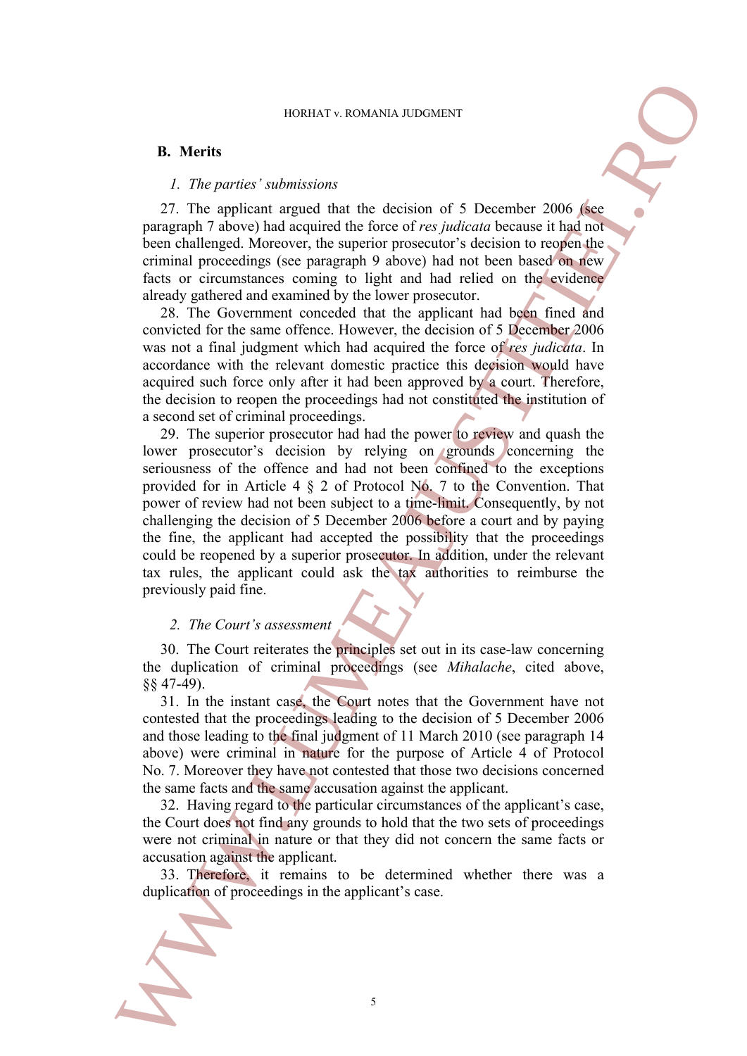## B. Merits

### *1. The parties' submissions*

27. The applicant argued that the decision of 5 December 2006 (see paragraph 7 above) had acquired the force of *res judicata* because it had not been challenged. Moreover, the superior prosecutor's decision to reopen the criminal proceedings (see paragraph 9 above) had not been based on new facts or circumstances coming to light and had relied on the evidence already gathered and examined by the lower prosecutor.

28. The Government conceded that the applicant had been fined and convicted for the same offence. However, the decision of 5 December 2006 was not a final judgment which had acquired the force of *res judicata*. In accordance with the relevant domestic practice this decision would have acquired such force only after it had been approved by a court. Therefore, the decision to reopen the proceedings had not constituted the institution of a second set of criminal proceedings.

29. The superior prosecutor had had the power to review and quash the lower prosecutor's decision by relying on grounds concerning the seriousness of the offence and had not been confined to the exceptions provided for in Article 4 § 2 of Protocol No. 7 to the Convention. That power of review had not been subject to a time-limit. Consequently, by not challenging the decision of 5 December 2006 before a court and by paying the fine, the applicant had accepted the possibility that the proceedings could be reopened by a superior prosecutor. In addition, under the relevant tax rules, the applicant could ask the tax authorities to reimburse the previously paid fine.

### *2. The Court's assessment*

30. The Court reiterates the principles set out in its case-law concerning the duplication of criminal proceedings (see *Mihalache*, cited above, §§ 47-49).

31. In the instant case, the Court notes that the Government have not contested that the proceedings leading to the decision of 5 December 2006 and those leading to the final judgment of 11 March 2010 (see paragraph 14 above) were criminal in nature for the purpose of Article 4 of Protocol No. 7. Moreover they have not contested that those two decisions concerned the same facts and the same accusation against the applicant.

32. Having regard to the particular circumstances of the applicant's case, the Court does not find any grounds to hold that the two sets of proceedings were not criminal in nature or that they did not concern the same facts or accusation against the applicant.

33. Therefore, it remains to be determined whether there was a duplication of proceedings in the applicant's case.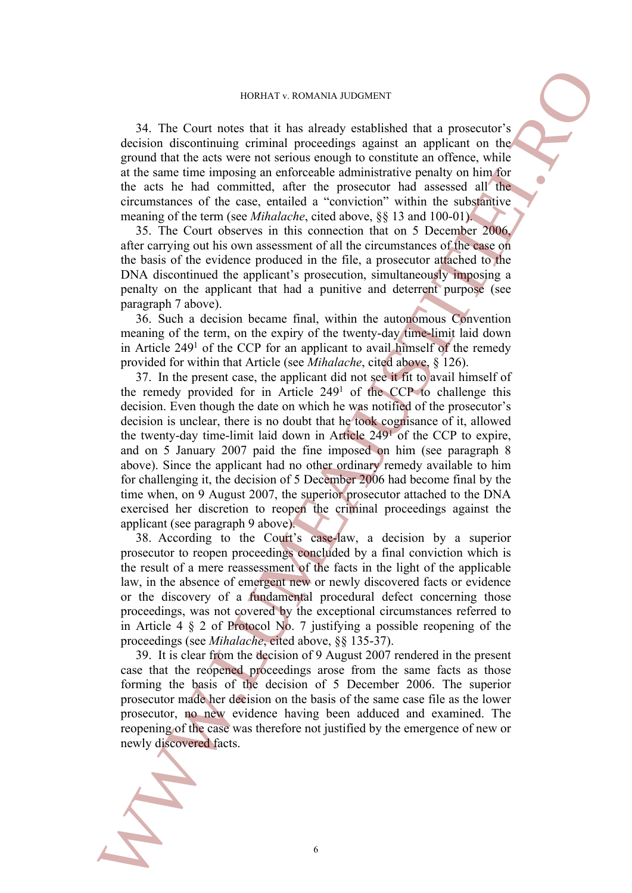34. The Court notes that it has already established that a prosecutor's decision discontinuing criminal proceedings against an applicant on the ground that the acts were not serious enough to constitute an offence, while at the same time imposing an enforceable administrative penalty on him for the acts he had committed, after the prosecutor had assessed all the circumstances of the case, entailed a "conviction" within the substantive meaning of the term (see *Mihalache*, cited above, §§ 13 and 100-01).

35. The Court observes in this connection that on 5 December 2006, after carrying out his own assessment of all the circumstances of the case on the basis of the evidence produced in the file, a prosecutor attached to the DNA discontinued the applicant's prosecution, simultaneously imposing a penalty on the applicant that had a punitive and deterrent purpose (see paragraph 7 above).

36. Such a decision became final, within the autonomous Convention meaning of the term, on the expiry of the twenty-day time-limit laid down in Article 249[1] of the CCP for an applicant to avail himself of the remedy provided for within that Article (see *Mihalache*, cited above, § 126).

37. In the present case, the applicant did not see it fit to avail himself of the remedy provided for in Article 249[1] of the CCP to challenge this decision. Even though the date on which he was notified of the prosecutor's decision is unclear, there is no doubt that he took cognisance of it, allowed the twenty-day time-limit laid down in Article 249[1] of the CCP to expire, and on 5 January 2007 paid the fine imposed on him (see paragraph 8 above). Since the applicant had no other ordinary remedy available to him for challenging it, the decision of 5 December 2006 had become final by the time when, on 9 August 2007, the superior prosecutor attached to the DNA exercised her discretion to reopen the criminal proceedings against the applicant (see paragraph 9 above).

38. According to the Court's case-law, a decision by a superior prosecutor to reopen proceedings concluded by a final conviction which is the result of a mere reassessment of the facts in the light of the applicable law, in the absence of emergent new or newly discovered facts or evidence or the discovery of a fundamental procedural defect concerning those proceedings, was not covered by the exceptional circumstances referred to in Article 4 § 2 of Protocol No. 7 justifying a possible reopening of the proceedings (see *Mihalache*, cited above, §§ 135-37).

39. It is clear from the decision of 9 August 2007 rendered in the present case that the reopened proceedings arose from the same facts as those forming the basis of the decision of 5 December 2006. The superior prosecutor made her decision on the basis of the same case file as the lower prosecutor, no new evidence having been adduced and examined. The reopening of the case was therefore not justified by the emergence of new or newly discovered facts.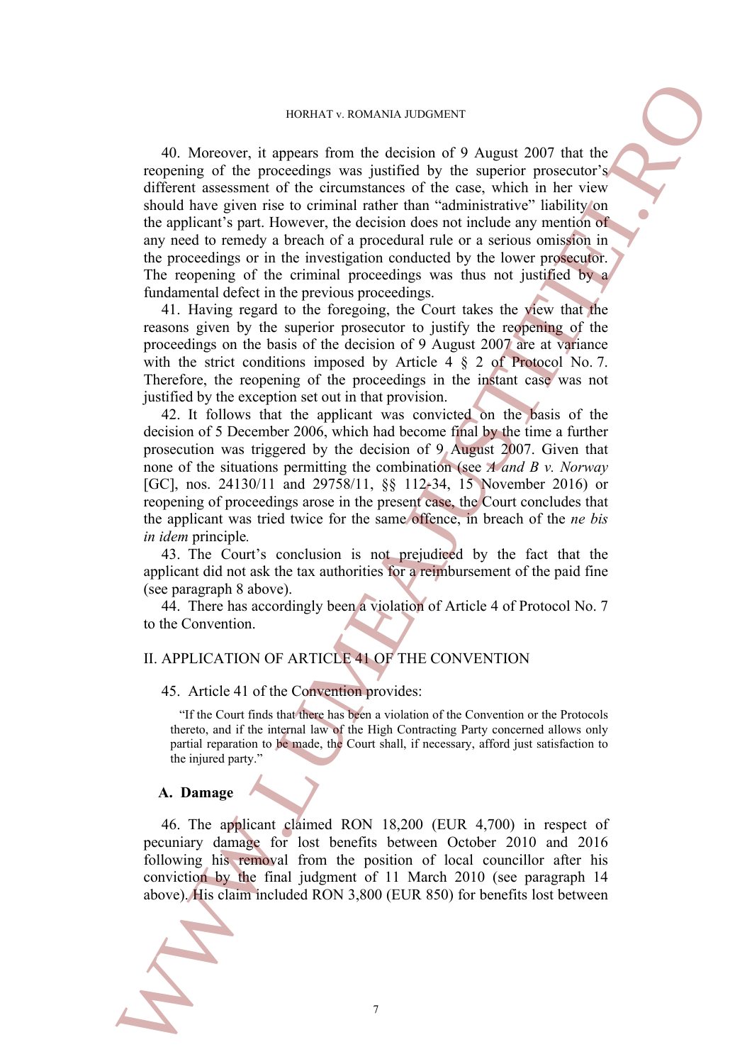40. Moreover, it appears from the decision of 9 August 2007 that the reopening of the proceedings was justified by the superior prosecutor's different assessment of the circumstances of the case, which in her view should have given rise to criminal rather than "administrative" liability on the applicant's part. However, the decision does not include any mention of any need to remedy a breach of a procedural rule or a serious omission in the proceedings or in the investigation conducted by the lower prosecutor. The reopening of the criminal proceedings was thus not justified by a fundamental defect in the previous proceedings.

41. Having regard to the foregoing, the Court takes the view that the reasons given by the superior prosecutor to justify the reopening of the proceedings on the basis of the decision of 9 August 2007 are at variance with the strict conditions imposed by Article 4 § 2 of Protocol No. 7. Therefore, the reopening of the proceedings in the instant case was not justified by the exception set out in that provision.

42. It follows that the applicant was convicted on the basis of the decision of 5 December 2006, which had become final by the time a further prosecution was triggered by the decision of 9 August 2007. Given that none of the situations permitting the combination (see *A and B v. Norway* [GC], nos. 24130/11 and 29758/11, §§ 112-34, 15 November 2016) or reopening of proceedings arose in the present case, the Court concludes that the applicant was tried twice for the same offence, in breach of the *ne bis in idem* principle.

43. The Court's conclusion is not prejudiced by the fact that the applicant did not ask the tax authorities for a reimbursement of the paid fine (see paragraph 8 above).

44. There has accordingly been a violation of Article 4 of Protocol No. 7 to the Convention.

## II. APPLICATION OF ARTICLE 41 OF THE CONVENTION

45. Article 41 of the Convention provides:

> "If the Court finds that there has been a violation of the Convention or the Protocols thereto, and if the internal law of the High Contracting Party concerned allows only partial reparation to be made, the Court shall, if necessary, afford just satisfaction to the injured party."

### A. Damage

46. The applicant claimed RON 18,200 (EUR 4,700) in respect of pecuniary damage for lost benefits between October 2010 and 2016 following his removal from the position of local councillor after his conviction by the final judgment of 11 March 2010 (see paragraph 14 above). His claim included RON 3,800 (EUR 850) for benefits lost between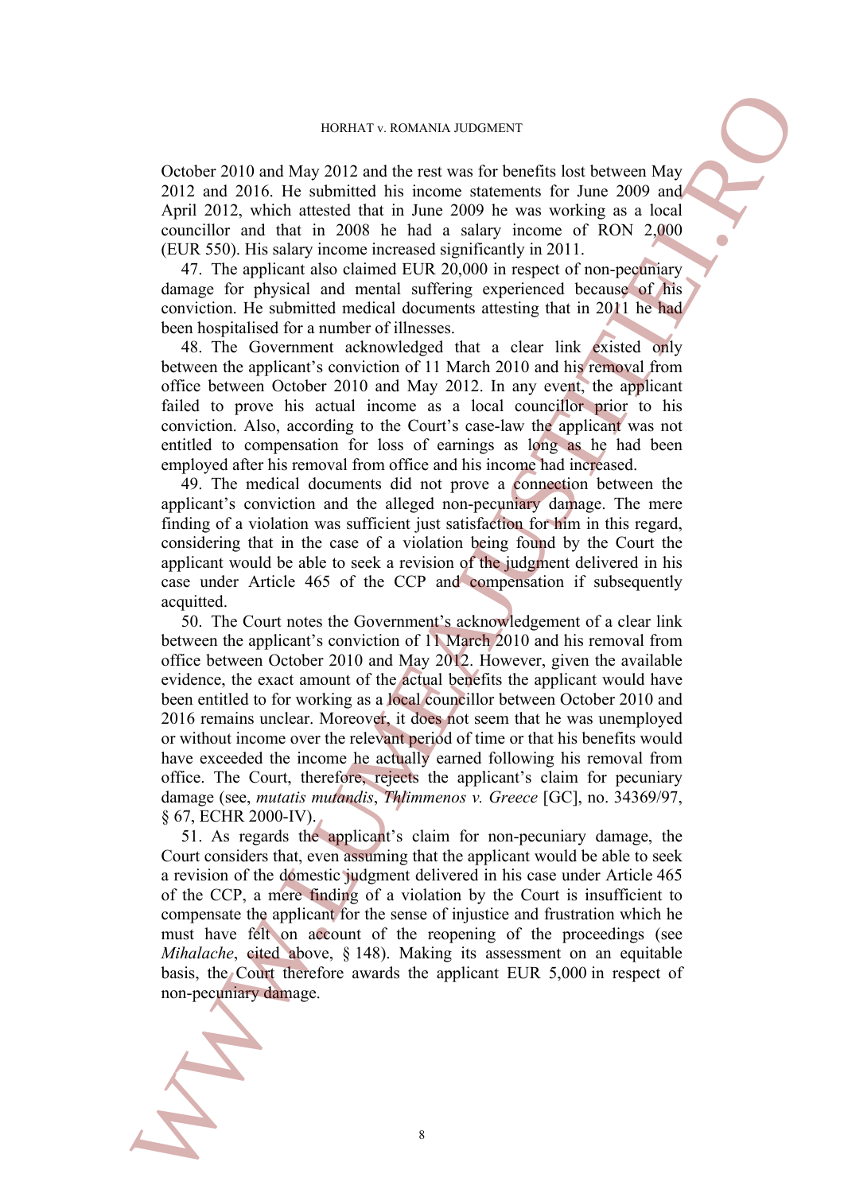October 2010 and May 2012 and the rest was for benefits lost between May 2012 and 2016. He submitted his income statements for June 2009 and April 2012, which attested that in June 2009 he was working as a local councillor and that in 2008 he had a salary income of RON 2,000 (EUR 550). His salary income increased significantly in 2011.

47. The applicant also claimed EUR 20,000 in respect of non-pecuniary damage for physical and mental suffering experienced because of his conviction. He submitted medical documents attesting that in 2011 he had been hospitalised for a number of illnesses.

48. The Government acknowledged that a clear link existed only between the applicant's conviction of 11 March 2010 and his removal from office between October 2010 and May 2012. In any event, the applicant failed to prove his actual income as a local councillor prior to his conviction. Also, according to the Court's case-law the applicant was not entitled to compensation for loss of earnings as long as he had been employed after his removal from office and his income had increased.

49. The medical documents did not prove a connection between the applicant's conviction and the alleged non-pecuniary damage. The mere finding of a violation was sufficient just satisfaction for him in this regard, considering that in the case of a violation being found by the Court the applicant would be able to seek a revision of the judgment delivered in his case under Article 465 of the CCP and compensation if subsequently acquitted.

50. The Court notes the Government's acknowledgement of a clear link between the applicant's conviction of 11 March 2010 and his removal from office between October 2010 and May 2012. However, given the available evidence, the exact amount of the actual benefits the applicant would have been entitled to for working as a local councillor between October 2010 and 2016 remains unclear. Moreover, it does not seem that he was unemployed or without income over the relevant period of time or that his benefits would have exceeded the income he actually earned following his removal from office. The Court, therefore, rejects the applicant's claim for pecuniary damage (see, *mutatis mutandis*, *Thlimmenos v. Greece* [GC], no. 34369/97, § 67, ECHR 2000-IV).

51. As regards the applicant's claim for non-pecuniary damage, the Court considers that, even assuming that the applicant would be able to seek a revision of the domestic judgment delivered in his case under Article 465 of the CCP, a mere finding of a violation by the Court is insufficient to compensate the applicant for the sense of injustice and frustration which he must have felt on account of the reopening of the proceedings (see *Mihalache*, cited above, § 148). Making its assessment on an equitable basis, the Court therefore awards the applicant EUR 5,000 in respect of non-pecuniary damage.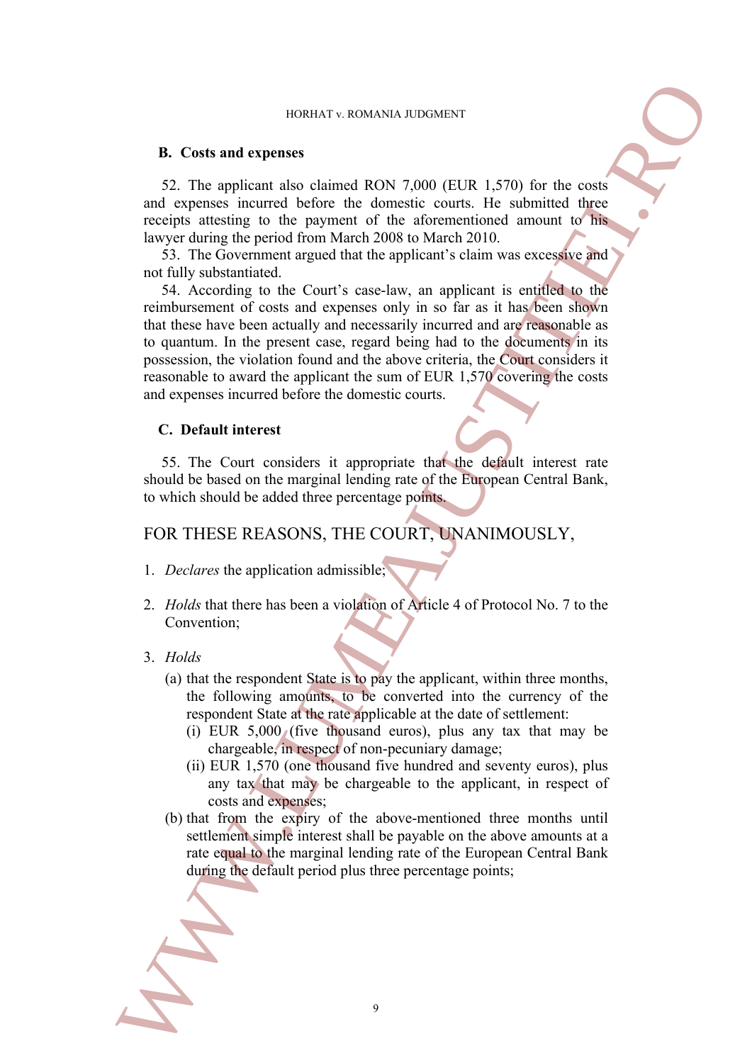## B. Costs and expenses

52. The applicant also claimed RON 7,000 (EUR 1,570) for the costs and expenses incurred before the domestic courts. He submitted three receipts attesting to the payment of the aforementioned amount to his lawyer during the period from March 2008 to March 2010.

53. The Government argued that the applicant's claim was excessive and not fully substantiated.

54. According to the Court's case-law, an applicant is entitled to the reimbursement of costs and expenses only in so far as it has been shown that these have been actually and necessarily incurred and are reasonable as to quantum. In the present case, regard being had to the documents in its possession, the violation found and the above criteria, the Court considers it reasonable to award the applicant the sum of EUR 1,570 covering the costs and expenses incurred before the domestic courts.

## C. Default interest

55. The Court considers it appropriate that the default interest rate should be based on the marginal lending rate of the European Central Bank, to which should be added three percentage points.

# FOR THESE REASONS, THE COURT, UNANIMOUSLY,

1. *Declares* the application admissible;

2. *Holds* that there has been a violation of Article 4 of Protocol No. 7 to the Convention;

3. *Holds*
   (a) that the respondent State is to pay the applicant, within three months, the following amounts, to be converted into the currency of the respondent State at the rate applicable at the date of settlement:
      (i) EUR 5,000 (five thousand euros), plus any tax that may be chargeable, in respect of non-pecuniary damage;
      (ii) EUR 1,570 (one thousand five hundred and seventy euros), plus any tax that may be chargeable to the applicant, in respect of costs and expenses;
   (b) that from the expiry of the above-mentioned three months until settlement simple interest shall be payable on the above amounts at a rate equal to the marginal lending rate of the European Central Bank during the default period plus three percentage points;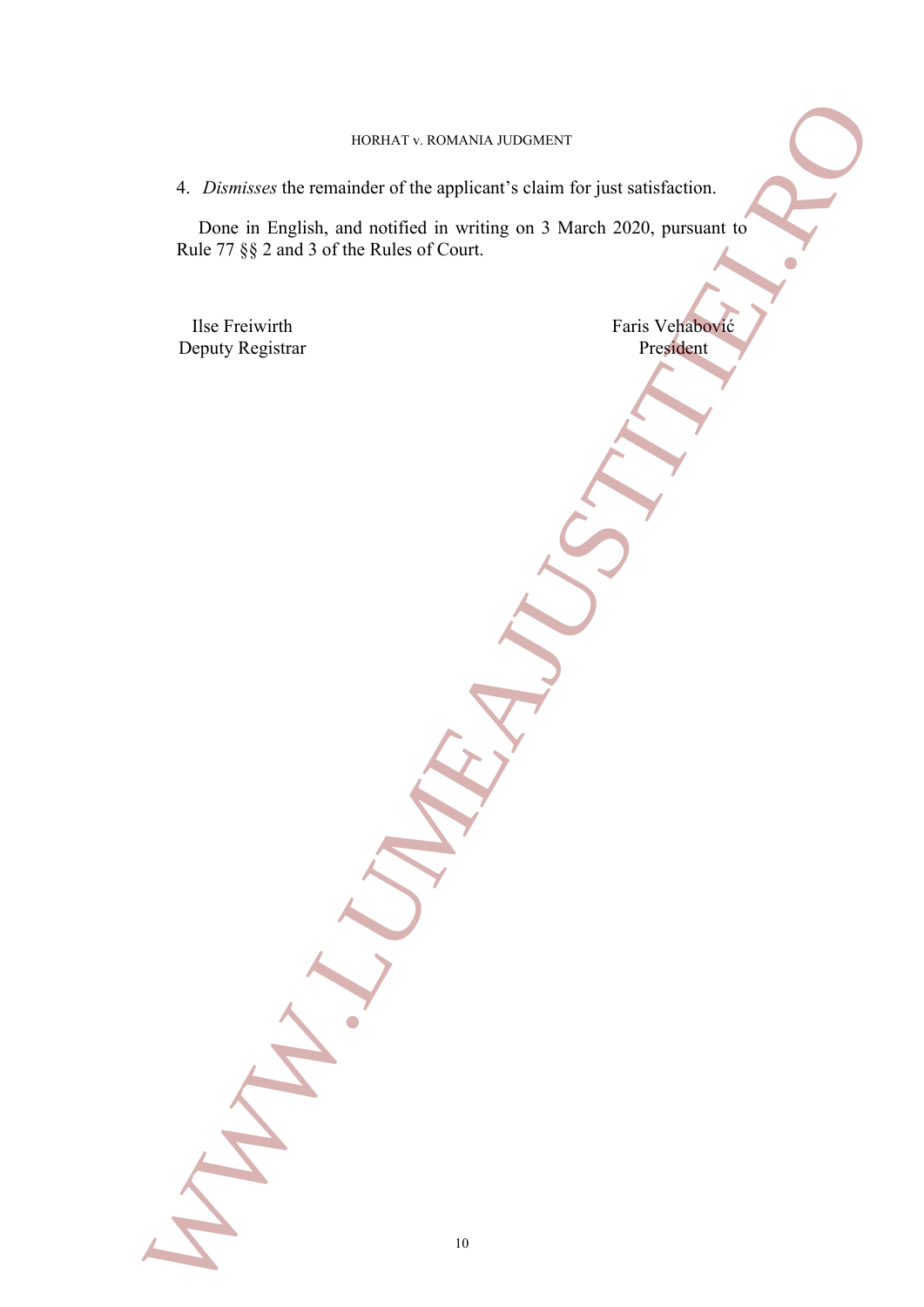4. *Dismisses* the remainder of the applicant's claim for just satisfaction.

Done in English, and notified in writing on 3 March 2020, pursuant to Rule 77 §§ 2 and 3 of the Rules of Court.

| | |
|---|---|
| Ilse Freiwirth<br>Deputy Registrar | Faris Vehabović<br>President |